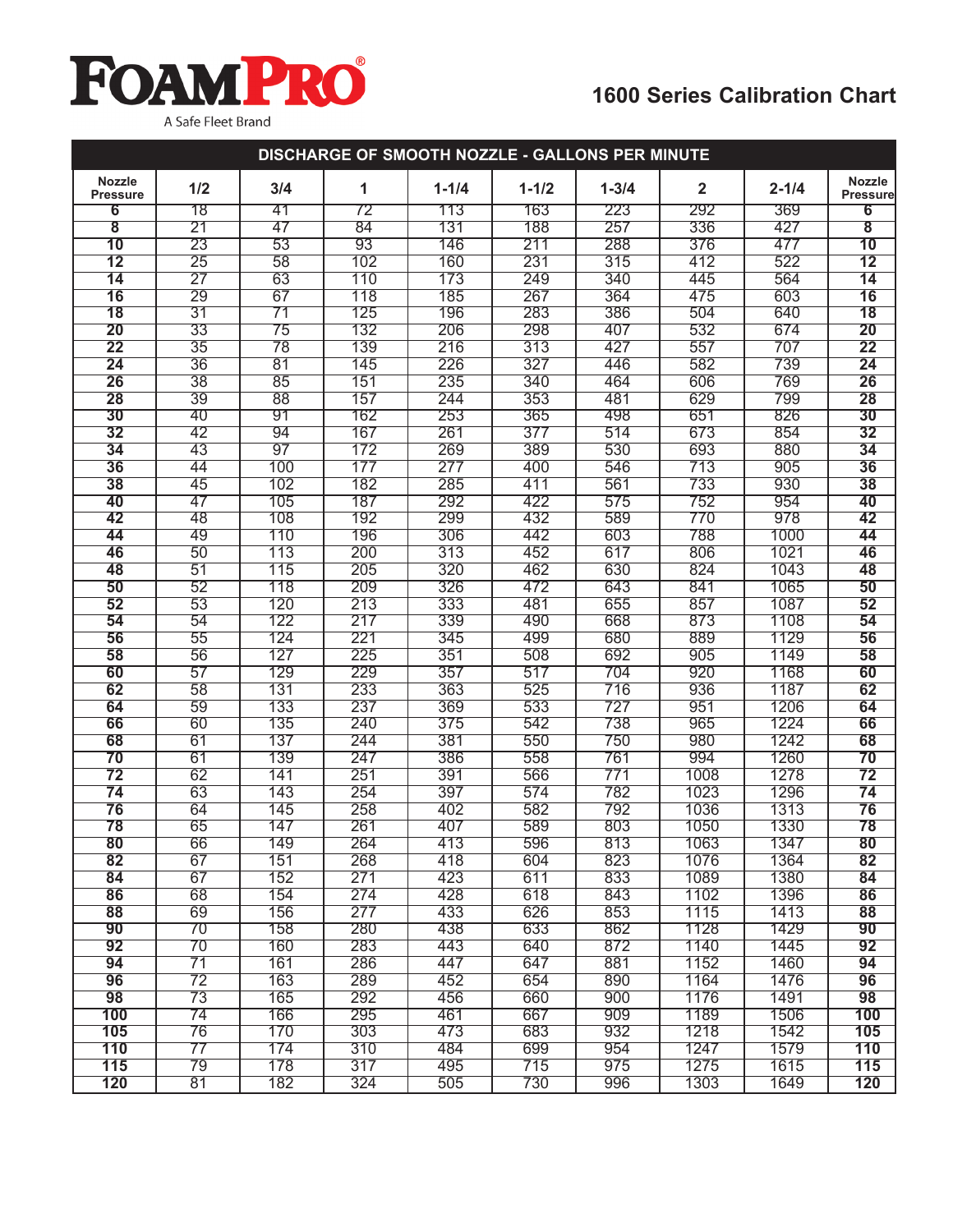FOAMPRO®

A Safe Fleet Brand

# 1600 Series Calibration Chart

| DISCHARGE OF SMOOTH NOZZLE - GALLONS PER MINUTE | | | | | | | | | |
|---|---|---|---|---|---|---|---|---|---|
| **Nozzle Pressure** | **1/2** | **3/4** | **1** | **1-1/4** | **1-1/2** | **1-3/4** | **2** | **2-1/4** | **Nozzle Pressure** |
| **6** | 18 | 41 | 72 | 113 | 163 | 223 | 292 | 369 | **6** |
| **8** | 21 | 47 | 84 | 131 | 188 | 257 | 336 | 427 | **8** |
| **10** | 23 | 53 | 93 | 146 | 211 | 288 | 376 | 477 | **10** |
| **12** | 25 | 58 | 102 | 160 | 231 | 315 | 412 | 522 | **12** |
| **14** | 27 | 63 | 110 | 173 | 249 | 340 | 445 | 564 | **14** |
| **16** | 29 | 67 | 118 | 185 | 267 | 364 | 475 | 603 | **16** |
| **18** | 31 | 71 | 125 | 196 | 283 | 386 | 504 | 640 | **18** |
| **20** | 33 | 75 | 132 | 206 | 298 | 407 | 532 | 674 | **20** |
| **22** | 35 | 78 | 139 | 216 | 313 | 427 | 557 | 707 | **22** |
| **24** | 36 | 81 | 145 | 226 | 327 | 446 | 582 | 739 | **24** |
| **26** | 38 | 85 | 151 | 235 | 340 | 464 | 606 | 769 | **26** |
| **28** | 39 | 88 | 157 | 244 | 353 | 481 | 629 | 799 | **28** |
| **30** | 40 | 91 | 162 | 253 | 365 | 498 | 651 | 826 | **30** |
| **32** | 42 | 94 | 167 | 261 | 377 | 514 | 673 | 854 | **32** |
| **34** | 43 | 97 | 172 | 269 | 389 | 530 | 693 | 880 | **34** |
| **36** | 44 | 100 | 177 | 277 | 400 | 546 | 713 | 905 | **36** |
| **38** | 45 | 102 | 182 | 285 | 411 | 561 | 733 | 930 | **38** |
| **40** | 47 | 105 | 187 | 292 | 422 | 575 | 752 | 954 | **40** |
| **42** | 48 | 108 | 192 | 299 | 432 | 589 | 770 | 978 | **42** |
| **44** | 49 | 110 | 196 | 306 | 442 | 603 | 788 | 1000 | **44** |
| **46** | 50 | 113 | 200 | 313 | 452 | 617 | 806 | 1021 | **46** |
| **48** | 51 | 115 | 205 | 320 | 462 | 630 | 824 | 1043 | **48** |
| **50** | 52 | 118 | 209 | 326 | 472 | 643 | 841 | 1065 | **50** |
| **52** | 53 | 120 | 213 | 333 | 481 | 655 | 857 | 1087 | **52** |
| **54** | 54 | 122 | 217 | 339 | 490 | 668 | 873 | 1108 | **54** |
| **56** | 55 | 124 | 221 | 345 | 499 | 680 | 889 | 1129 | **56** |
| **58** | 56 | 127 | 225 | 351 | 508 | 692 | 905 | 1149 | **58** |
| **60** | 57 | 129 | 229 | 357 | 517 | 704 | 920 | 1168 | **60** |
| **62** | 58 | 131 | 233 | 363 | 525 | 716 | 936 | 1187 | **62** |
| **64** | 59 | 133 | 237 | 369 | 533 | 727 | 951 | 1206 | **64** |
| **66** | 60 | 135 | 240 | 375 | 542 | 738 | 965 | 1224 | **66** |
| **68** | 61 | 137 | 244 | 381 | 550 | 750 | 980 | 1242 | **68** |
| **70** | 61 | 139 | 247 | 386 | 558 | 761 | 994 | 1260 | **70** |
| **72** | 62 | 141 | 251 | 391 | 566 | 771 | 1008 | 1278 | **72** |
| **74** | 63 | 143 | 254 | 397 | 574 | 782 | 1023 | 1296 | **74** |
| **76** | 64 | 145 | 258 | 402 | 582 | 792 | 1036 | 1313 | **76** |
| **78** | 65 | 147 | 261 | 407 | 589 | 803 | 1050 | 1330 | **78** |
| **80** | 66 | 149 | 264 | 413 | 596 | 813 | 1063 | 1347 | **80** |
| **82** | 67 | 151 | 268 | 418 | 604 | 823 | 1076 | 1364 | **82** |
| **84** | 67 | 152 | 271 | 423 | 611 | 833 | 1089 | 1380 | **84** |
| **86** | 68 | 154 | 274 | 428 | 618 | 843 | 1102 | 1396 | **86** |
| **88** | 69 | 156 | 277 | 433 | 626 | 853 | 1115 | 1413 | **88** |
| **90** | 70 | 158 | 280 | 438 | 633 | 862 | 1128 | 1429 | **90** |
| **92** | 70 | 160 | 283 | 443 | 640 | 872 | 1140 | 1445 | **92** |
| **94** | 71 | 161 | 286 | 447 | 647 | 881 | 1152 | 1460 | **94** |
| **96** | 72 | 163 | 289 | 452 | 654 | 890 | 1164 | 1476 | **96** |
| **98** | 73 | 165 | 292 | 456 | 660 | 900 | 1176 | 1491 | **98** |
| **100** | 74 | 166 | 295 | 461 | 667 | 909 | 1189 | 1506 | **100** |
| **105** | 76 | 170 | 303 | 473 | 683 | 932 | 1218 | 1542 | **105** |
| **110** | 77 | 174 | 310 | 484 | 699 | 954 | 1247 | 1579 | **110** |
| **115** | 79 | 178 | 317 | 495 | 715 | 975 | 1275 | 1615 | **115** |
| **120** | 81 | 182 | 324 | 505 | 730 | 996 | 1303 | 1649 | **120** |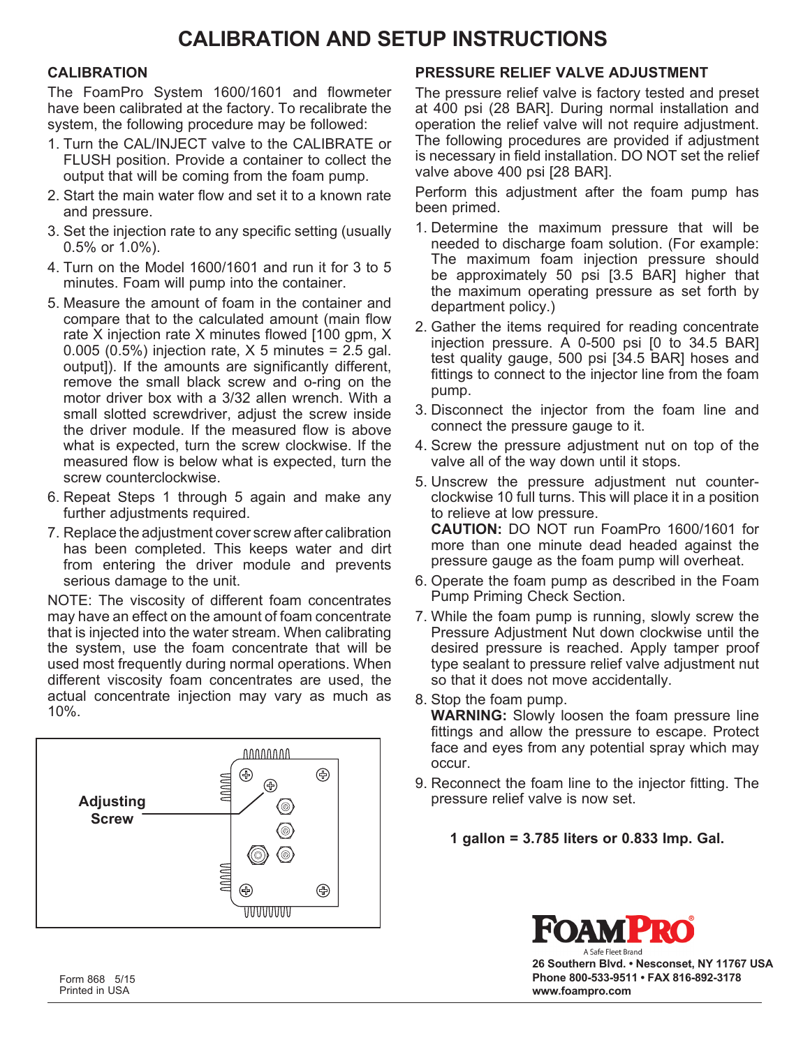# CALIBRATION AND SETUP INSTRUCTIONS

## CALIBRATION

The FoamPro System 1600/1601 and flowmeter have been calibrated at the factory. To recalibrate the system, the following procedure may be followed:

1. Turn the CAL/INJECT valve to the CALIBRATE or FLUSH position. Provide a container to collect the output that will be coming from the foam pump.
2. Start the main water flow and set it to a known rate and pressure.
3. Set the injection rate to any specific setting (usually 0.5% or 1.0%).
4. Turn on the Model 1600/1601 and run it for 3 to 5 minutes. Foam will pump into the container.
5. Measure the amount of foam in the container and compare that to the calculated amount (main flow rate X injection rate X minutes flowed [100 gpm, X 0.005 (0.5%) injection rate, X 5 minutes = 2.5 gal. output]). If the amounts are significantly different, remove the small black screw and o-ring on the motor driver box with a 3/32 allen wrench. With a small slotted screwdriver, adjust the screw inside the driver module. If the measured flow is above what is expected, turn the screw clockwise. If the measured flow is below what is expected, turn the screw counterclockwise.
6. Repeat Steps 1 through 5 again and make any further adjustments required.
7. Replace the adjustment cover screw after calibration has been completed. This keeps water and dirt from entering the driver module and prevents serious damage to the unit.

NOTE: The viscosity of different foam concentrates may have an effect on the amount of foam concentrate that is injected into the water stream. When calibrating the system, use the foam concentrate that will be used most frequently during normal operations. When different viscosity foam concentrates are used, the actual concentrate injection may vary as much as 10%.

Adjusting Screw

## PRESSURE RELIEF VALVE ADJUSTMENT

The pressure relief valve is factory tested and preset at 400 psi [28 BAR]. During normal installation and operation the relief valve will not require adjustment. The following procedures are provided if adjustment is necessary in field installation. DO NOT set the relief valve above 400 psi [28 BAR].

Perform this adjustment after the foam pump has been primed.

1. Determine the maximum pressure that will be needed to discharge foam solution. (For example: The maximum foam injection pressure should be approximately 50 psi [3.5 BAR] higher that the maximum operating pressure as set forth by department policy.)
2. Gather the items required for reading concentrate injection pressure. A 0-500 psi [0 to 34.5 BAR] test quality gauge, 500 psi [34.5 BAR] hoses and fittings to connect to the injector line from the foam pump.
3. Disconnect the injector from the foam line and connect the pressure gauge to it.
4. Screw the pressure adjustment nut on top of the valve all of the way down until it stops.
5. Unscrew the pressure adjustment nut counter-clockwise 10 full turns. This will place it in a position to relieve at low pressure.
   **CAUTION:** DO NOT run FoamPro 1600/1601 for more than one minute dead headed against the pressure gauge as the foam pump will overheat.
6. Operate the foam pump as described in the Foam Pump Priming Check Section.
7. While the foam pump is running, slowly screw the Pressure Adjustment Nut down clockwise until the desired pressure is reached. Apply tamper proof type sealant to pressure relief valve adjustment nut so that it does not move accidentally.
8. Stop the foam pump.
   **WARNING:** Slowly loosen the foam pressure line fittings and allow the pressure to escape. Protect face and eyes from any potential spray which may occur.
9. Reconnect the foam line to the injector fitting. The pressure relief valve is now set.

**1 gallon = 3.785 liters or 0.833 Imp. Gal.**

FOAMPRO®
A Safe Fleet Brand
**26 Southern Blvd. • Nesconset, NY 11767 USA**
**Phone 800-533-9511 • FAX 816-892-3178**
**www.foampro.com**

Form 868 5/15
Printed in USA